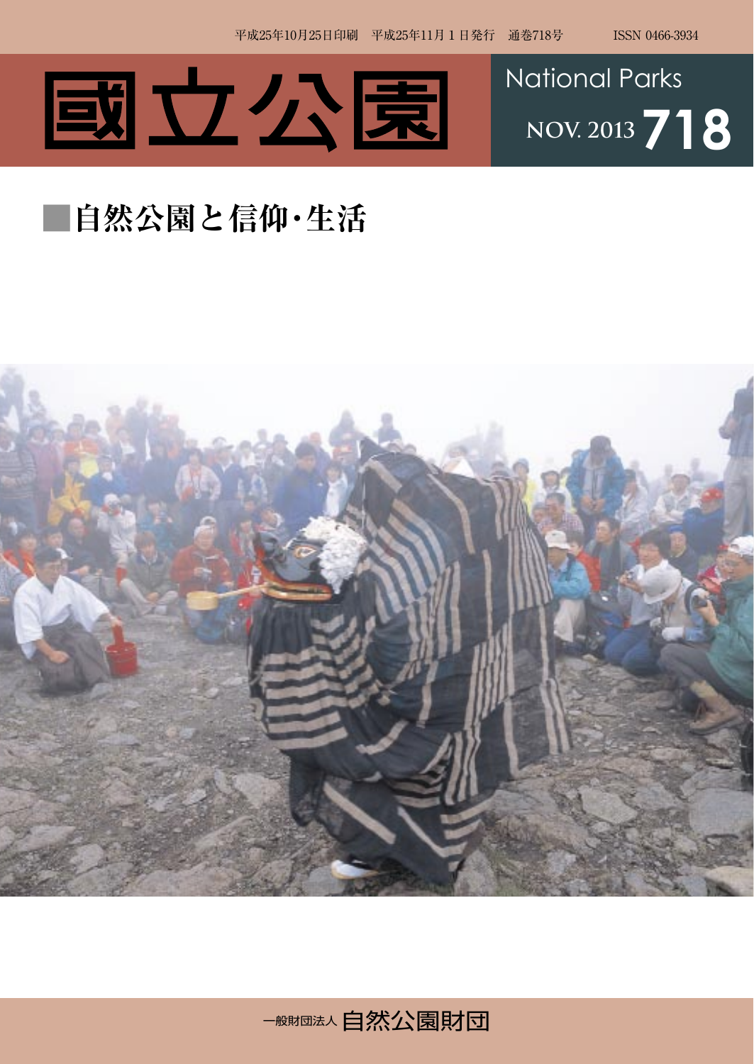平成25年10月25日印刷　平成25年11月１日発行　通巻718号　　ISSN 0466-3934

# 國立公園

National Parks

NOV. 2013 718

## ■自然公園と信仰・生活

一般財団法人 自然公園財団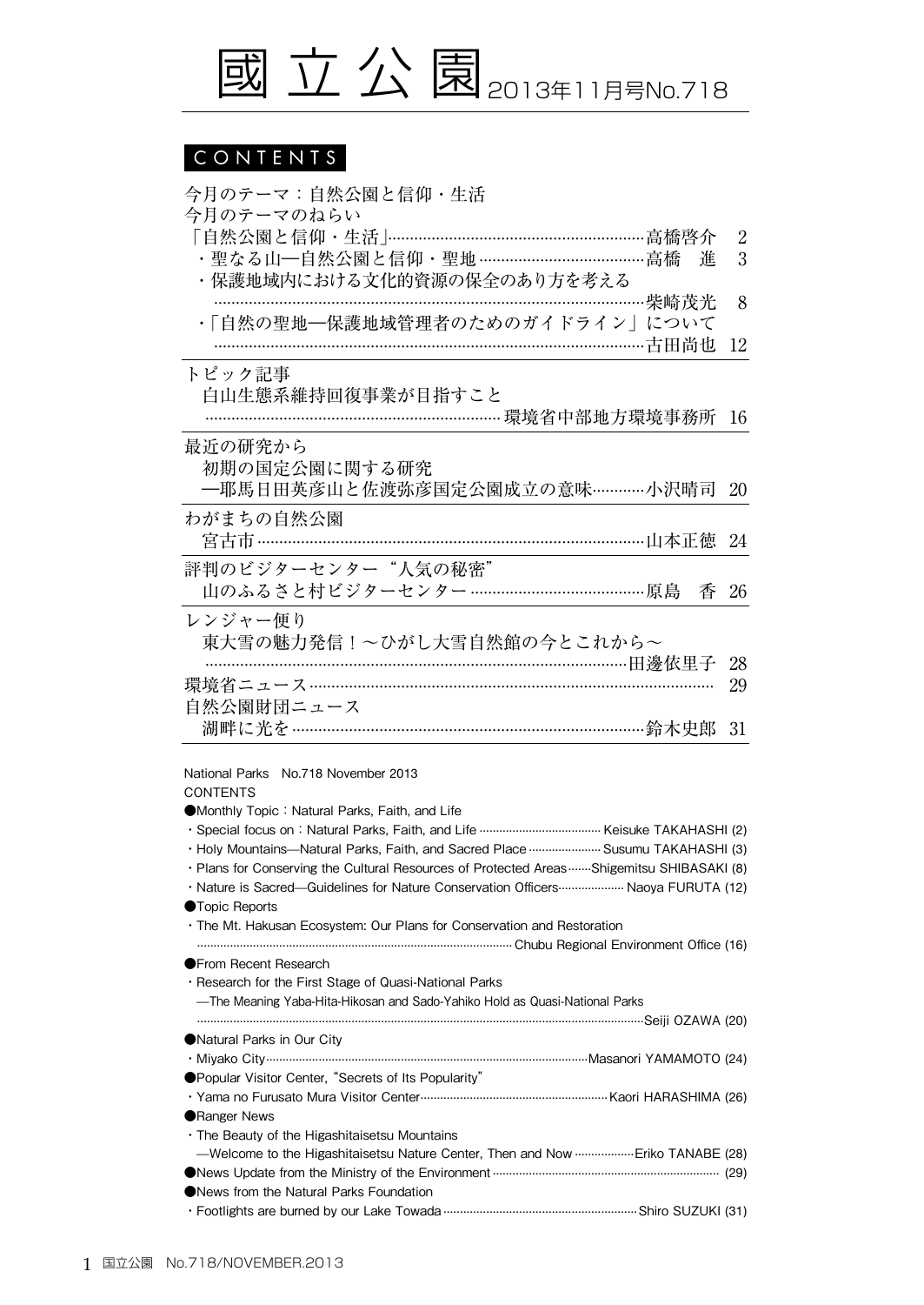# 國立公園 2013年11月号No.718

## CONTENTS

今月のテーマ：自然公園と信仰・生活

今月のテーマのねらい

「自然公園と信仰・生活」……高橋啓介 2

・聖なる山―自然公園と信仰・聖地……高橋　進 3

・保護地域内における文化的資源の保全のあり方を考える……柴崎茂光 8

・「自然の聖地―保護地域管理者のためのガイドライン」について……古田尚也 12

トピック記事

白山生態系維持回復事業が目指すこと……環境省中部地方環境事務所 16

最近の研究から

初期の国定公園に関する研究

―耶馬日田英彦山と佐渡弥彦国定公園成立の意味……小沢晴司 20

わがまちの自然公園

宮古市……山本正徳 24

評判のビジターセンター“人気の秘密”

山のふるさと村ビジターセンター……原島　香 26

レンジャー便り

東大雪の魅力発信！～ひがし大雪自然館の今とこれから～……田邊依里子 28

環境省ニュース……29

自然公園財団ニュース

湖畔に光を……鈴木史郎 31

National Parks　No.718 November 2013

CONTENTS

●Monthly Topic：Natural Parks, Faith, and Life

・Special focus on：Natural Parks, Faith, and Life……Keisuke TAKAHASHI (2)

・Holy Mountains―Natural Parks, Faith, and Sacred Place……Susumu TAKAHASHI (3)

・Plans for Conserving the Cultural Resources of Protected Areas……Shigemitsu SHIBASAKI (8)

・Nature is Sacred―Guidelines for Nature Conservation Officers……Naoya FURUTA (12)

●Topic Reports

・The Mt. Hakusan Ecosystem: Our Plans for Conservation and Restoration……Chubu Regional Environment Office (16)

●From Recent Research

・Research for the First Stage of Quasi-National Parks

―The Meaning Yaba-Hita-Hikosan and Sado-Yahiko Hold as Quasi-National Parks……Seiji OZAWA (20)

●Natural Parks in Our City

・Miyako City……Masanori YAMAMOTO (24)

●Popular Visitor Center, “Secrets of Its Popularity”

・Yama no Furusato Mura Visitor Center……Kaori HARASHIMA (26)

●Ranger News

・The Beauty of the Higashitaisetsu Mountains

―Welcome to the Higashitaisetsu Nature Center, Then and Now……Eriko TANABE (28)

●News Update from the Ministry of the Environment……(29)

●News from the Natural Parks Foundation

・Footlights are burned by our Lake Towada……Shiro SUZUKI (31)